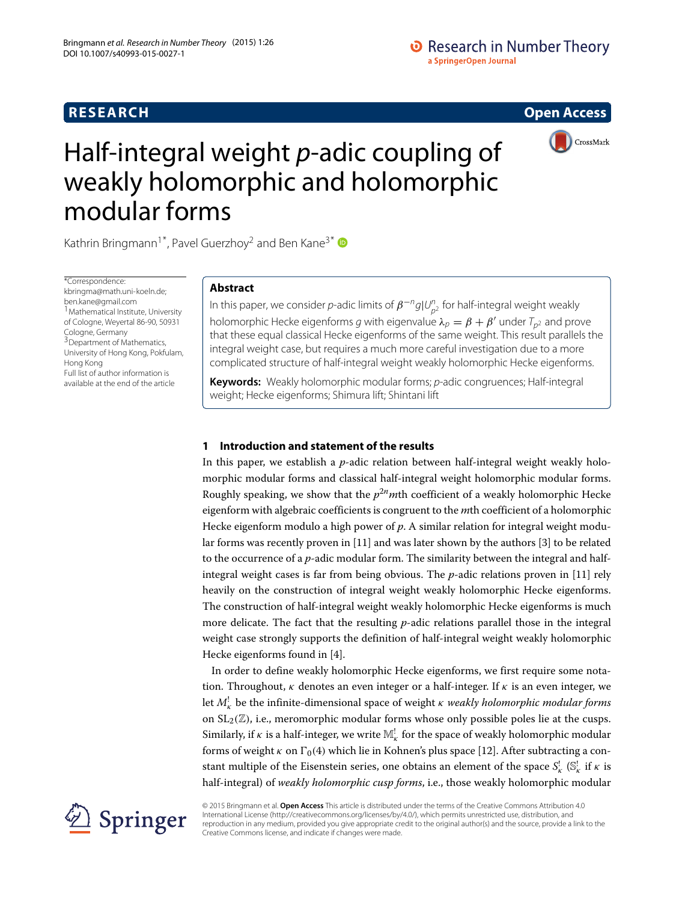RESEARCH

Open Access

# Half-integral weight $p$-adic coupling of weakly holomorphic and holomorphic modular forms

Kathrin Bringmann[1*], Pavel Guerzhoy[2] and Ben Kane[3*]

*Correspondence: kbringma@math.uni-koeln.de; ben.kane@gmail.com
[1] Mathematical Institute, University of Cologne, Weyertal 86-90, 50931 Cologne, Germany
[3] Department of Mathematics, University of Hong Kong, Pokfulam, Hong Kong
Full list of author information is available at the end of the article

## Abstract

In this paper, we consider $p$-adic limits of $\beta^{-n} g|U_{p^2}^n$ for half-integral weight weakly holomorphic Hecke eigenforms $g$ with eigenvalue $\lambda_p = \beta + \beta'$ under $T_{p^2}$ and prove that these equal classical Hecke eigenforms of the same weight. This result parallels the integral weight case, but requires a much more careful investigation due to a more complicated structure of half-integral weight weakly holomorphic Hecke eigenforms.

**Keywords:** Weakly holomorphic modular forms; $p$-adic congruences; Half-integral weight; Hecke eigenforms; Shimura lift; Shintani lift

## 1 Introduction and statement of the results

In this paper, we establish a $p$-adic relation between half-integral weight weakly holomorphic modular forms and classical half-integral weight holomorphic modular forms. Roughly speaking, we show that the $p^{2n}m$th coefficient of a weakly holomorphic Hecke eigenform with algebraic coefficients is congruent to the $m$th coefficient of a holomorphic Hecke eigenform modulo a high power of $p$. A similar relation for integral weight modular forms was recently proven in [11] and was later shown by the authors [3] to be related to the occurrence of a $p$-adic modular form. The similarity between the integral and half-integral weight cases is far from being obvious. The $p$-adic relations proven in [11] rely heavily on the construction of integral weight weakly holomorphic Hecke eigenforms. The construction of half-integral weight weakly holomorphic Hecke eigenforms is much more delicate. The fact that the resulting $p$-adic relations parallel those in the integral weight case strongly supports the definition of half-integral weight weakly holomorphic Hecke eigenforms found in [4].

In order to define weakly holomorphic Hecke eigenforms, we first require some notation. Throughout, $\kappa$ denotes an even integer or a half-integer. If $\kappa$ is an even integer, we let $M_\kappa^!$ be the infinite-dimensional space of weight $\kappa$ *weakly holomorphic modular forms* on $\mathrm{SL}_2(\mathbb{Z})$, i.e., meromorphic modular forms whose only possible poles lie at the cusps. Similarly, if $\kappa$ is a half-integer, we write $\mathbb{M}_\kappa^!$ for the space of weakly holomorphic modular forms of weight $\kappa$ on $\Gamma_0(4)$ which lie in Kohnen's plus space [12]. After subtracting a constant multiple of the Eisenstein series, one obtains an element of the space $S_\kappa^!$ ($\mathbb{S}_\kappa^!$ if $\kappa$ is half-integral) of *weakly holomorphic cusp forms*, i.e., those weakly holomorphic modular

© 2015 Bringmann et al. **Open Access** This article is distributed under the terms of the Creative Commons Attribution 4.0 International License (http://creativecommons.org/licenses/by/4.0/), which permits unrestricted use, distribution, and reproduction in any medium, provided you give appropriate credit to the original author(s) and the source, provide a link to the Creative Commons license, and indicate if changes were made.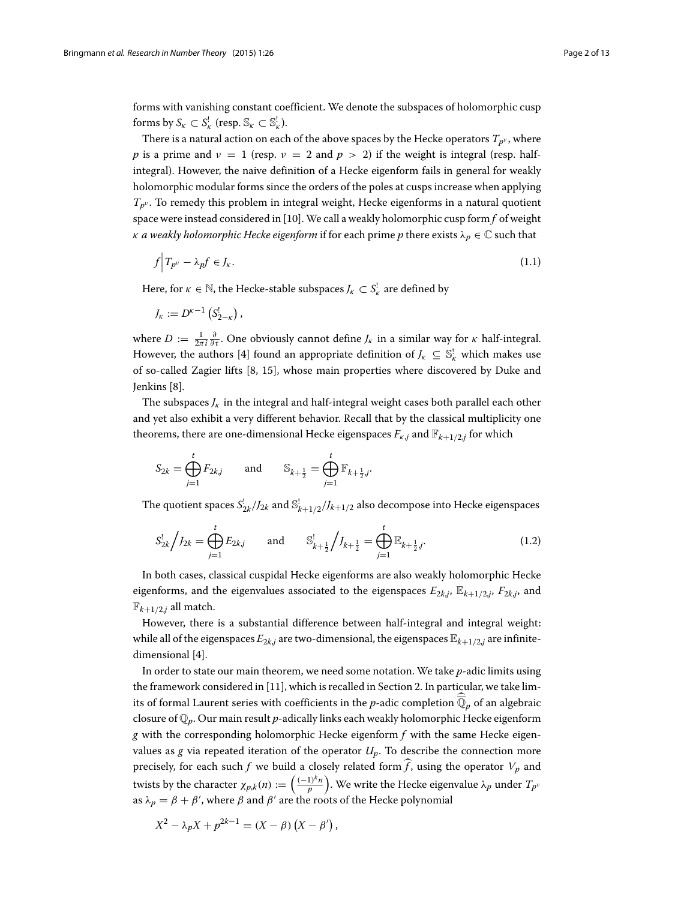forms with vanishing constant coefficient. We denote the subspaces of holomorphic cusp forms by $S_\kappa \subset S_\kappa^!$ (resp. $\mathbb{S}_\kappa \subset \mathbb{S}_\kappa^!$).

There is a natural action on each of the above spaces by the Hecke operators $T_{p^\nu}$, where $p$ is a prime and $\nu = 1$ (resp. $\nu = 2$ and $p > 2$) if the weight is integral (resp. half-integral). However, the naive definition of a Hecke eigenform fails in general for weakly holomorphic modular forms since the orders of the poles at cusps increase when applying $T_{p^\nu}$. To remedy this problem in integral weight, Hecke eigenforms in a natural quotient space were instead considered in [10]. We call a weakly holomorphic cusp form $f$ of weight $\kappa$ *a weakly holomorphic Hecke eigenform* if for each prime $p$ there exists $\lambda_p \in \mathbb{C}$ such that

$$f\Big| T_{p^\nu} - \lambda_p f \in J_\kappa. \tag{1.1}$$

Here, for $\kappa \in \mathbb{N}$, the Hecke-stable subspaces $J_\kappa \subset S_\kappa^!$ are defined by

$$J_\kappa := D^{\kappa-1}\left(S_{2-\kappa}^!\right),$$

where $D := \frac{1}{2\pi i}\frac{\partial}{\partial \tau}$. One obviously cannot define $J_\kappa$ in a similar way for $\kappa$ half-integral. However, the authors [4] found an appropriate definition of $J_\kappa \subseteq \mathbb{S}_\kappa^!$ which makes use of so-called Zagier lifts [8, 15], whose main properties where discovered by Duke and Jenkins [8].

The subspaces $J_\kappa$ in the integral and half-integral weight cases both parallel each other and yet also exhibit a very different behavior. Recall that by the classical multiplicity one theorems, there are one-dimensional Hecke eigenspaces $F_{\kappa,j}$ and $\mathbb{F}_{k+1/2,j}$ for which

$$S_{2k} = \bigoplus_{j=1}^{t} F_{2k,j} \qquad \text{and} \qquad \mathbb{S}_{k+\frac{1}{2}} = \bigoplus_{j=1}^{t} \mathbb{F}_{k+\frac{1}{2},j}.$$

The quotient spaces $S_{2k}^!/J_{2k}$ and $\mathbb{S}_{k+1/2}^!/J_{k+1/2}$ also decompose into Hecke eigenspaces

$$S_{2k}^!\Big/J_{2k} = \bigoplus_{j=1}^{t} E_{2k,j} \qquad \text{and} \qquad \mathbb{S}_{k+\frac{1}{2}}^!\Big/J_{k+\frac{1}{2}} = \bigoplus_{j=1}^{t} \mathbb{E}_{k+\frac{1}{2},j}. \tag{1.2}$$

In both cases, classical cuspidal Hecke eigenforms are also weakly holomorphic Hecke eigenforms, and the eigenvalues associated to the eigenspaces $E_{2k,j}$, $\mathbb{E}_{k+1/2,j}$, $F_{2k,j}$, and $\mathbb{F}_{k+1/2,j}$ all match.

However, there is a substantial difference between half-integral and integral weight: while all of the eigenspaces $E_{2k,j}$ are two-dimensional, the eigenspaces $\mathbb{E}_{k+1/2,j}$ are infinite-dimensional [4].

In order to state our main theorem, we need some notation. We take $p$-adic limits using the framework considered in [11], which is recalled in Section 2. In particular, we take limits of formal Laurent series with coefficients in the $p$-adic completion $\widehat{\overline{\mathbb{Q}}}_p$ of an algebraic closure of $\mathbb{Q}_p$. Our main result $p$-adically links each weakly holomorphic Hecke eigenform $g$ with the corresponding holomorphic Hecke eigenform $f$ with the same Hecke eigenvalues as $g$ via repeated iteration of the operator $U_p$. To describe the connection more precisely, for each such $f$ we build a closely related form $\widehat{f}$, using the operator $V_p$ and twists by the character $\chi_{p,k}(n) := \left(\frac{(-1)^k n}{p}\right)$. We write the Hecke eigenvalue $\lambda_p$ under $T_{p^\nu}$ as $\lambda_p = \beta + \beta'$, where $\beta$ and $\beta'$ are the roots of the Hecke polynomial

$$X^2 - \lambda_p X + p^{2k-1} = (X - \beta)\left(X - \beta'\right),$$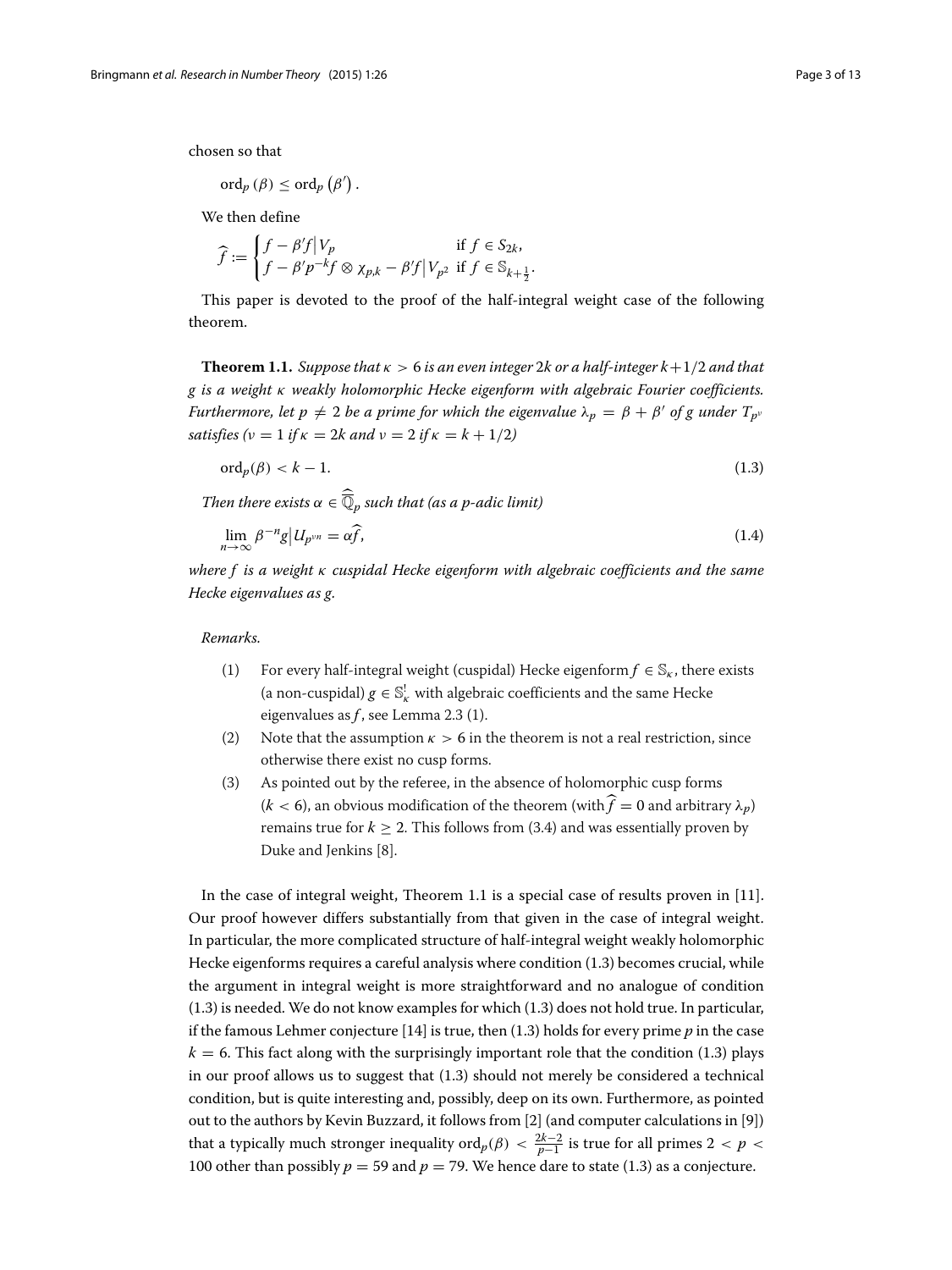chosen so that

$$\mathrm{ord}_p(\beta) \leq \mathrm{ord}_p(\beta').$$

We then define

$$\widehat{f} := \begin{cases} f - \beta' f \big| V_p & \text{if } f \in S_{2k}, \\ f - \beta' p^{-k} f \otimes \chi_{p,k} - \beta' f \big| V_{p^2} & \text{if } f \in \mathbb{S}_{k+\frac{1}{2}}. \end{cases}$$

This paper is devoted to the proof of the half-integral weight case of the following theorem.

**Theorem 1.1.** *Suppose that $\kappa > 6$ is an even integer $2k$ or a half-integer $k+1/2$ and that $g$ is a weight $\kappa$ weakly holomorphic Hecke eigenform with algebraic Fourier coefficients. Furthermore, let $p \neq 2$ be a prime for which the eigenvalue $\lambda_p = \beta + \beta'$ of $g$ under $T_{p^\nu}$ satisfies ($\nu = 1$ if $\kappa = 2k$ and $\nu = 2$ if $\kappa = k + 1/2$)*

$$\mathrm{ord}_p(\beta) < k - 1. \tag{1.3}$$

*Then there exists $\alpha \in \widehat{\overline{\mathbb{Q}}}_p$ such that (as a p-adic limit)*

$$\lim_{n \to \infty} \beta^{-n} g \big| U_{p^{\nu n}} = \alpha \widehat{f}, \tag{1.4}$$

*where $f$ is a weight $\kappa$ cuspidal Hecke eigenform with algebraic coefficients and the same Hecke eigenvalues as $g$.*

*Remarks.*

(1) For every half-integral weight (cuspidal) Hecke eigenform $f \in \mathbb{S}_\kappa$, there exists (a non-cuspidal) $g \in \mathbb{S}^!_\kappa$ with algebraic coefficients and the same Hecke eigenvalues as $f$, see Lemma 2.3 (1).

(2) Note that the assumption $\kappa > 6$ in the theorem is not a real restriction, since otherwise there exist no cusp forms.

(3) As pointed out by the referee, in the absence of holomorphic cusp forms ($k < 6$), an obvious modification of the theorem (with $\widehat{f} = 0$ and arbitrary $\lambda_p$) remains true for $k \geq 2$. This follows from (3.4) and was essentially proven by Duke and Jenkins [8].

In the case of integral weight, Theorem 1.1 is a special case of results proven in [11]. Our proof however differs substantially from that given in the case of integral weight. In particular, the more complicated structure of half-integral weight weakly holomorphic Hecke eigenforms requires a careful analysis where condition (1.3) becomes crucial, while the argument in integral weight is more straightforward and no analogue of condition (1.3) is needed. We do not know examples for which (1.3) does not hold true. In particular, if the famous Lehmer conjecture [14] is true, then (1.3) holds for every prime $p$ in the case $k = 6$. This fact along with the surprisingly important role that the condition (1.3) plays in our proof allows us to suggest that (1.3) should not merely be considered a technical condition, but is quite interesting and, possibly, deep on its own. Furthermore, as pointed out to the authors by Kevin Buzzard, it follows from [2] (and computer calculations in [9]) that a typically much stronger inequality $\mathrm{ord}_p(\beta) < \frac{2k-2}{p-1}$ is true for all primes $2 < p < 100$ other than possibly $p = 59$ and $p = 79$. We hence dare to state (1.3) as a conjecture.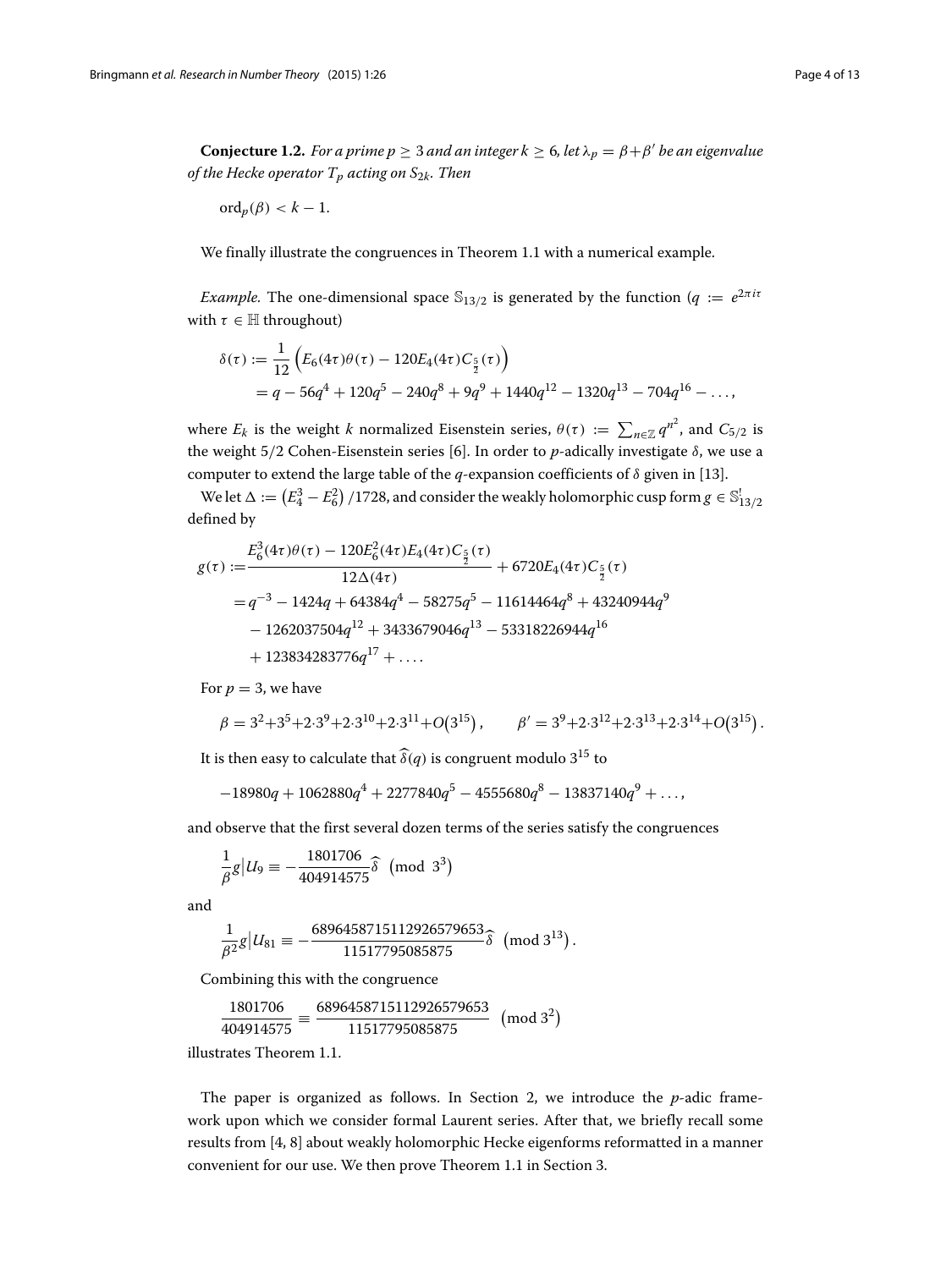**Conjecture 1.2.** *For a prime $p \geq 3$ and an integer $k \geq 6$, let $\lambda_p = \beta + \beta'$ be an eigenvalue of the Hecke operator $T_p$ acting on $S_{2k}$. Then*

$$\operatorname{ord}_p(\beta) < k - 1.$$

We finally illustrate the congruences in Theorem 1.1 with a numerical example.

*Example.* The one-dimensional space $\mathbb{S}_{13/2}$ is generated by the function ($q := e^{2\pi i \tau}$ with $\tau \in \mathbb{H}$ throughout)

$$\begin{aligned}
\delta(\tau) &:= \frac{1}{12}\left(E_6(4\tau)\theta(\tau) - 120E_4(4\tau)C_{\frac{5}{2}}(\tau)\right) \\
&= q - 56q^4 + 120q^5 - 240q^8 + 9q^9 + 1440q^{12} - 1320q^{13} - 704q^{16} - \ldots,
\end{aligned}$$

where $E_k$ is the weight $k$ normalized Eisenstein series, $\theta(\tau) := \sum_{n\in\mathbb{Z}} q^{n^2}$, and $C_{5/2}$ is the weight $5/2$ Cohen-Eisenstein series [6]. In order to $p$-adically investigate $\delta$, we use a computer to extend the large table of the $q$-expansion coefficients of $\delta$ given in [13].

We let $\Delta := \left(E_4^3 - E_6^2\right)/1728$, and consider the weakly holomorphic cusp form $g \in \mathbb{S}^!_{13/2}$ defined by

$$\begin{aligned}
g(\tau) :=& \frac{E_6^3(4\tau)\theta(\tau) - 120E_6^2(4\tau)E_4(4\tau)C_{\frac{5}{2}}(\tau)}{12\Delta(4\tau)} + 6720E_4(4\tau)C_{\frac{5}{2}}(\tau) \\
=& q^{-3} - 1424q + 64384q^4 - 58275q^5 - 11614464q^8 + 43240944q^9 \\
& - 1262037504q^{12} + 3433679046q^{13} - 53318226944q^{16} \\
& + 123834283776q^{17} + \ldots.
\end{aligned}$$

For $p = 3$, we have

$$\beta = 3^2 + 3^5 + 2\cdot 3^9 + 2\cdot 3^{10} + 2\cdot 3^{11} + O\left(3^{15}\right), \qquad \beta' = 3^9 + 2\cdot 3^{12} + 2\cdot 3^{13} + 2\cdot 3^{14} + O\left(3^{15}\right).$$

It is then easy to calculate that $\widehat{\delta}(q)$ is congruent modulo $3^{15}$ to

$$-18980q + 1062880q^4 + 2277840q^5 - 4555680q^8 - 13837140q^9 + \ldots,$$

and observe that the first several dozen terms of the series satisfy the congruences

$$\frac{1}{\beta} g\big|U_9 \equiv -\frac{1801706}{404914575}\widehat{\delta} \pmod{3^3}$$

and

$$\frac{1}{\beta^2} g\big|U_{81} \equiv -\frac{68964587151129265796 53}{11517795085875}\widehat{\delta} \pmod{3^{13}}.$$

Combining this with the congruence

$$\frac{1801706}{404914575} \equiv \frac{6896458715112926579653}{11517795085875} \pmod{3^2}$$

illustrates Theorem 1.1.

The paper is organized as follows. In Section 2, we introduce the $p$-adic framework upon which we consider formal Laurent series. After that, we briefly recall some results from [4, 8] about weakly holomorphic Hecke eigenforms reformatted in a manner convenient for our use. We then prove Theorem 1.1 in Section 3.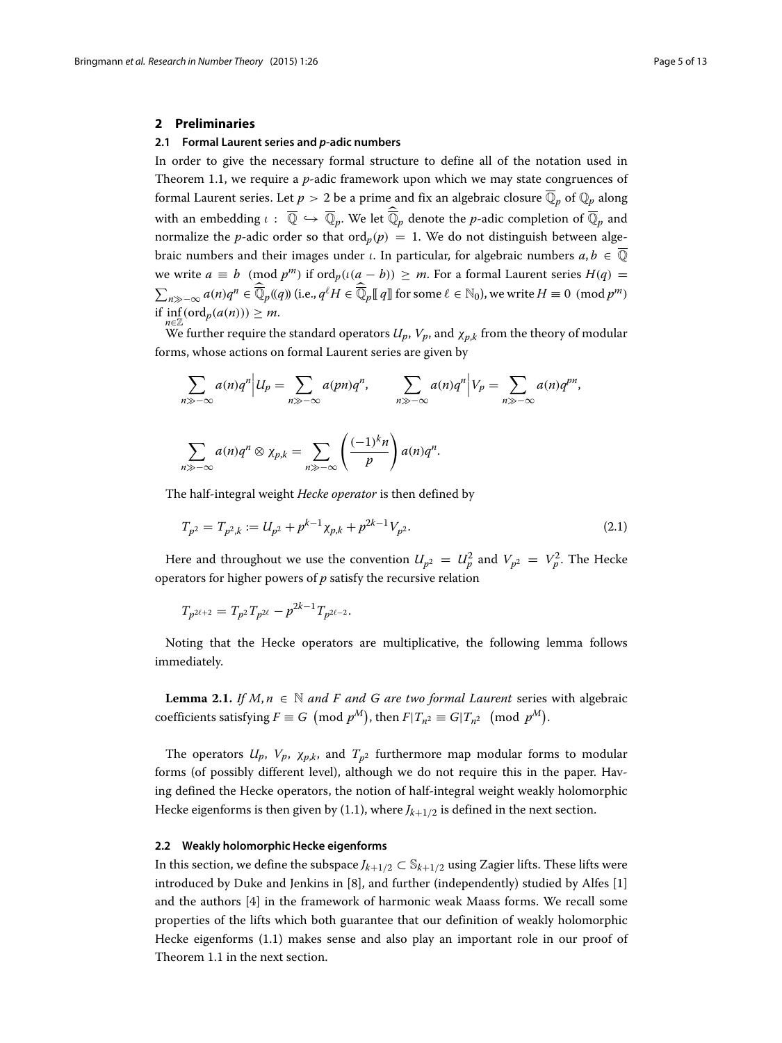## 2 Preliminaries

### 2.1 Formal Laurent series and $p$-adic numbers

In order to give the necessary formal structure to define all of the notation used in Theorem 1.1, we require a $p$-adic framework upon which we may state congruences of formal Laurent series. Let $p > 2$ be a prime and fix an algebraic closure $\overline{\mathbb{Q}}_p$ of $\mathbb{Q}_p$ along with an embedding $\iota : \overline{\mathbb{Q}} \hookrightarrow \overline{\mathbb{Q}}_p$. We let $\widehat{\overline{\mathbb{Q}}}_p$ denote the $p$-adic completion of $\overline{\mathbb{Q}}_p$ and normalize the $p$-adic order so that $\mathrm{ord}_p(p) = 1$. We do not distinguish between algebraic numbers and their images under $\iota$. In particular, for algebraic numbers $a, b \in \overline{\mathbb{Q}}$ we write $a \equiv b \pmod{p^m}$ if $\mathrm{ord}_p(\iota(a-b)) \geq m$. For a formal Laurent series $H(q) = \sum_{n \gg -\infty} a(n)q^n \in \widehat{\overline{\mathbb{Q}}}_p((q))$ (i.e., $q^\ell H \in \widehat{\overline{\mathbb{Q}}}_p[\![q]\!]$ for some $\ell \in \mathbb{N}_0$), we write $H \equiv 0 \pmod{p^m}$ if $\inf_{n\in\mathbb{Z}}(\mathrm{ord}_p(a(n))) \geq m$.

We further require the standard operators $U_p$, $V_p$, and $\chi_{p,k}$ from the theory of modular forms, whose actions on formal Laurent series are given by

$$\sum_{n\gg-\infty} a(n)q^n \Big| U_p = \sum_{n\gg-\infty} a(pn)q^n, \qquad \sum_{n\gg-\infty} a(n)q^n \Big| V_p = \sum_{n\gg-\infty} a(n)q^{pn},$$

$$\sum_{n\gg-\infty} a(n)q^n \otimes \chi_{p,k} = \sum_{n\gg-\infty} \left(\frac{(-1)^k n}{p}\right) a(n)q^n.$$

The half-integral weight *Hecke operator* is then defined by

$$T_{p^2} = T_{p^2,k} := U_{p^2} + p^{k-1}\chi_{p,k} + p^{2k-1}V_{p^2}. \tag{2.1}$$

Here and throughout we use the convention $U_{p^2} = U_p^2$ and $V_{p^2} = V_p^2$. The Hecke operators for higher powers of $p$ satisfy the recursive relation

$$T_{p^{2\ell+2}} = T_{p^2}T_{p^{2\ell}} - p^{2k-1}T_{p^{2\ell-2}}.$$

Noting that the Hecke operators are multiplicative, the following lemma follows immediately.

**Lemma 2.1.** *If $M, n \in \mathbb{N}$ and $F$ and $G$ are two formal Laurent* series with algebraic coefficients satisfying $F \equiv G \pmod{p^M}$, then $F|T_{n^2} \equiv G|T_{n^2} \pmod{p^M}$.

The operators $U_p$, $V_p$, $\chi_{p,k}$, and $T_{p^2}$ furthermore map modular forms to modular forms (of possibly different level), although we do not require this in the paper. Having defined the Hecke operators, the notion of half-integral weight weakly holomorphic Hecke eigenforms is then given by (1.1), where $J_{k+1/2}$ is defined in the next section.

### 2.2 Weakly holomorphic Hecke eigenforms

In this section, we define the subspace $J_{k+1/2} \subset \mathbb{S}_{k+1/2}$ using Zagier lifts. These lifts were introduced by Duke and Jenkins in [8], and further (independently) studied by Alfes [1] and the authors [4] in the framework of harmonic weak Maass forms. We recall some properties of the lifts which both guarantee that our definition of weakly holomorphic Hecke eigenforms (1.1) makes sense and also play an important role in our proof of Theorem 1.1 in the next section.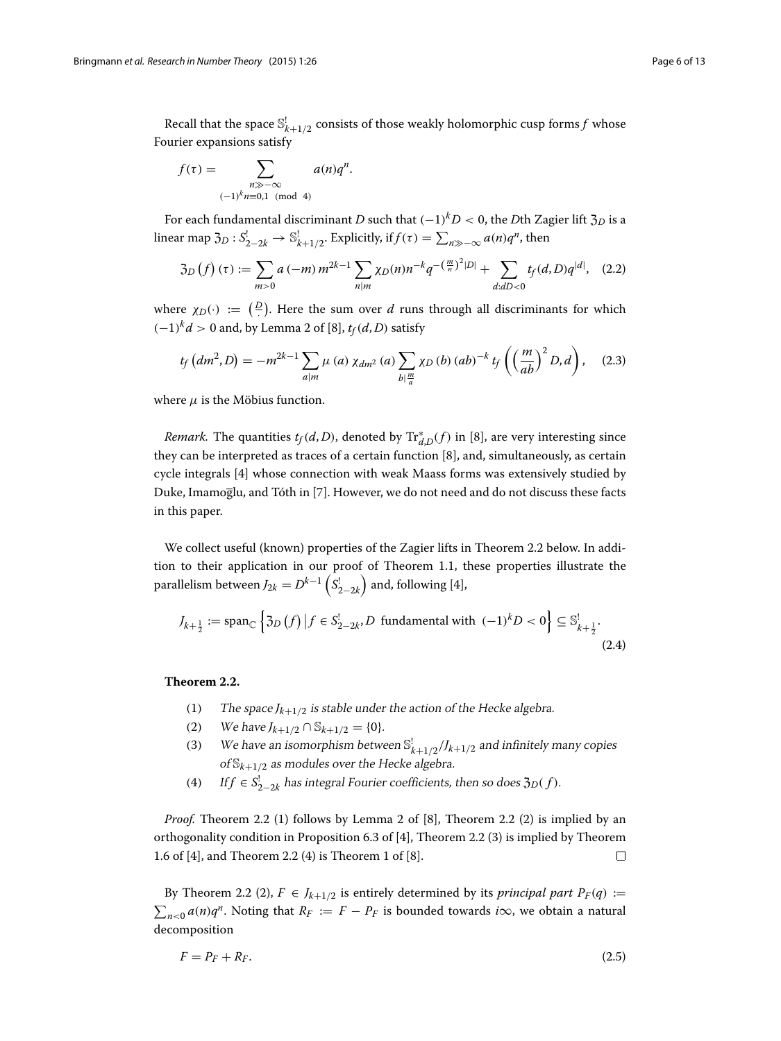Recall that the space $\mathbb{S}^!_{k+1/2}$ consists of those weakly holomorphic cusp forms $f$ whose Fourier expansions satisfy

$$f(\tau) = \sum_{\substack{n \gg -\infty \\ (-1)^k n \equiv 0,1 \pmod 4}} a(n) q^n.$$

For each fundamental discriminant $D$ such that $(-1)^k D < 0$, the $D$th Zagier lift $\mathfrak{Z}_D$ is a linear map $\mathfrak{Z}_D : S^!_{2-2k} \to \mathbb{S}^!_{k+1/2}$. Explicitly, if $f(\tau) = \sum_{n \gg -\infty} a(n) q^n$, then

$$\mathfrak{Z}_D\left(f\right)(\tau) := \sum_{m>0} a\left(-m\right) m^{2k-1} \sum_{n|m} \chi_D(n) n^{-k} q^{-\left(\frac{m}{n}\right)^2 |D|} + \sum_{d : dD<0} t_f(d, D) q^{|d|}, \quad (2.2)$$

where $\chi_D(\cdot) := \left(\frac{D}{\cdot}\right)$. Here the sum over $d$ runs through all discriminants for which $(-1)^k d > 0$ and, by Lemma 2 of [8], $t_f(d, D)$ satisfy

$$t_f\left(dm^2, D\right) = -m^{2k-1} \sum_{a|m} \mu\left(a\right) \chi_{dm^2}\left(a\right) \sum_{b|\frac{m}{a}} \chi_D\left(b\right)\left(ab\right)^{-k} t_f\left(\left(\frac{m}{ab}\right)^2 D, d\right), \quad (2.3)$$

where $\mu$ is the Möbius function.

*Remark.* The quantities $t_f(d, D)$, denoted by $\mathrm{Tr}^*_{d,D}(f)$ in [8], are very interesting since they can be interpreted as traces of a certain function [8], and, simultaneously, as certain cycle integrals [4] whose connection with weak Maass forms was extensively studied by Duke, Imamoḡlu, and Tóth in [7]. However, we do not need and do not discuss these facts in this paper.

We collect useful (known) properties of the Zagier lifts in Theorem 2.2 below. In addition to their application in our proof of Theorem 1.1, these properties illustrate the parallelism between $J_{2k} = D^{k-1}\left(S^!_{2-2k}\right)$ and, following [4],

$$J_{k+\frac{1}{2}} := \mathrm{span}_{\mathbb{C}}\left\{\mathfrak{Z}_D\left(f\right) \middle| f \in S^!_{2-2k}, D \text{ fundamental with } (-1)^k D < 0\right\} \subseteq \mathbb{S}^!_{k+\frac{1}{2}}. \quad (2.4)$$

**Theorem 2.2.**

(1) *The space $J_{k+1/2}$ is stable under the action of the Hecke algebra.*

(2) *We have $J_{k+1/2} \cap \mathbb{S}_{k+1/2} = \{0\}$.*

(3) *We have an isomorphism between $\mathbb{S}^!_{k+1/2}/J_{k+1/2}$ and infinitely many copies of $\mathbb{S}_{k+1/2}$ as modules over the Hecke algebra.*

(4) *If $f \in S^!_{2-2k}$ has integral Fourier coefficients, then so does $\mathfrak{Z}_D(f)$.*

*Proof.* Theorem 2.2 (1) follows by Lemma 2 of [8], Theorem 2.2 (2) is implied by an orthogonality condition in Proposition 6.3 of [4], Theorem 2.2 (3) is implied by Theorem 1.6 of [4], and Theorem 2.2 (4) is Theorem 1 of [8]. $\square$

By Theorem 2.2 (2), $F \in J_{k+1/2}$ is entirely determined by its *principal part* $P_F(q) := \sum_{n<0} a(n) q^n$. Noting that $R_F := F - P_F$ is bounded towards $i\infty$, we obtain a natural decomposition

$$F = P_F + R_F. \quad (2.5)$$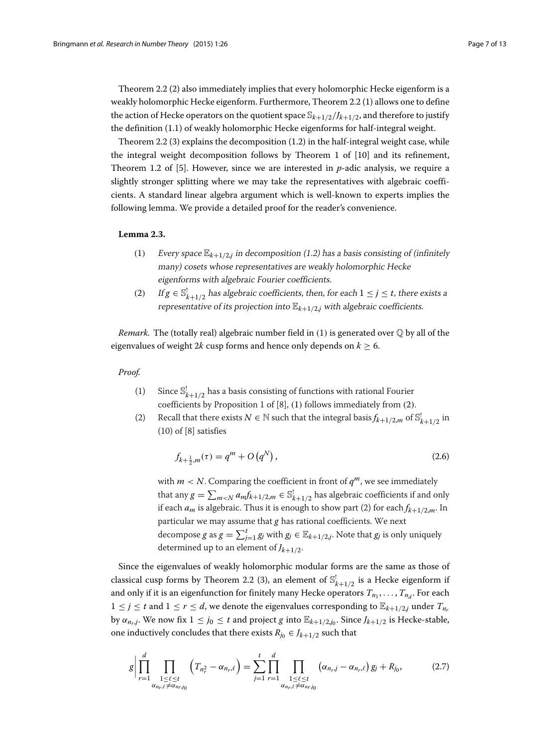Theorem 2.2 (2) also immediately implies that every holomorphic Hecke eigenform is a weakly holomorphic Hecke eigenform. Furthermore, Theorem 2.2 (1) allows one to define the action of Hecke operators on the quotient space $\mathbb{S}_{k+1/2}/J_{k+1/2}$, and therefore to justify the definition (1.1) of weakly holomorphic Hecke eigenforms for half-integral weight.

Theorem 2.2 (3) explains the decomposition (1.2) in the half-integral weight case, while the integral weight decomposition follows by Theorem 1 of [10] and its refinement, Theorem 1.2 of [5]. However, since we are interested in $p$-adic analysis, we require a slightly stronger splitting where we may take the representatives with algebraic coefficients. A standard linear algebra argument which is well-known to experts implies the following lemma. We provide a detailed proof for the reader's convenience.

**Lemma 2.3.**

(1) *Every space $\mathbb{E}_{k+1/2,j}$ in decomposition (1.2) has a basis consisting of (infinitely many) cosets whose representatives are weakly holomorphic Hecke eigenforms with algebraic Fourier coefficients.*

(2) *If $g \in \mathbb{S}^!_{k+1/2}$ has algebraic coefficients, then, for each $1 \leq j \leq t$, there exists a representative of its projection into $\mathbb{E}_{k+1/2,j}$ with algebraic coefficients.*

*Remark.* The (totally real) algebraic number field in (1) is generated over $\mathbb{Q}$ by all of the eigenvalues of weight $2k$ cusp forms and hence only depends on $k \geq 6$.

*Proof.*

(1) Since $\mathbb{S}^!_{k+1/2}$ has a basis consisting of functions with rational Fourier coefficients by Proposition 1 of [8], (1) follows immediately from (2).

(2) Recall that there exists $N \in \mathbb{N}$ such that the integral basis $f_{k+1/2,m}$ of $\mathbb{S}^!_{k+1/2}$ in (10) of [8] satisfies

$$f_{k+\frac{1}{2},m}(\tau) = q^m + O\left(q^N\right), \tag{2.6}$$

with $m < N$. Comparing the coefficient in front of $q^m$, we see immediately that any $g = \sum_{m<N} a_m f_{k+1/2,m} \in \mathbb{S}^!_{k+1/2}$ has algebraic coefficients if and only if each $a_m$ is algebraic. Thus it is enough to show part (2) for each $f_{k+1/2,m}$. In particular we may assume that $g$ has rational coefficients. We next decompose $g$ as $g = \sum_{j=1}^{t} g_j$ with $g_j \in \mathbb{E}_{k+1/2,j}$. Note that $g_j$ is only uniquely determined up to an element of $J_{k+1/2}$.

Since the eigenvalues of weakly holomorphic modular forms are the same as those of classical cusp forms by Theorem 2.2 (3), an element of $\mathbb{S}^!_{k+1/2}$ is a Hecke eigenform if and only if it is an eigenfunction for finitely many Hecke operators $T_{n_1}, \ldots, T_{n_d}$. For each $1 \leq j \leq t$ and $1 \leq r \leq d$, we denote the eigenvalues corresponding to $\mathbb{E}_{k+1/2,j}$ under $T_{n_r}$ by $\alpha_{n_r,j}$. We now fix $1 \leq j_0 \leq t$ and project $g$ into $\mathbb{E}_{k+1/2,j_0}$. Since $J_{k+1/2}$ is Hecke-stable, one inductively concludes that there exists $R_{j_0} \in J_{k+1/2}$ such that

$$g\Bigg| \prod_{r=1}^{d} \prod_{\substack{1\leq \ell \leq t \\ \alpha_{n_r,\ell} \neq \alpha_{n_r,j_0}}} \left(T_{n_r^2} - \alpha_{n_r,\ell}\right) = \sum_{j=1}^{t} \prod_{r=1}^{d} \prod_{\substack{1\leq \ell \leq t \\ \alpha_{n_r,\ell} \neq \alpha_{n_r,j_0}}} \left(\alpha_{n_r,j} - \alpha_{n_r,\ell}\right) g_j + R_{j_0}, \tag{2.7}$$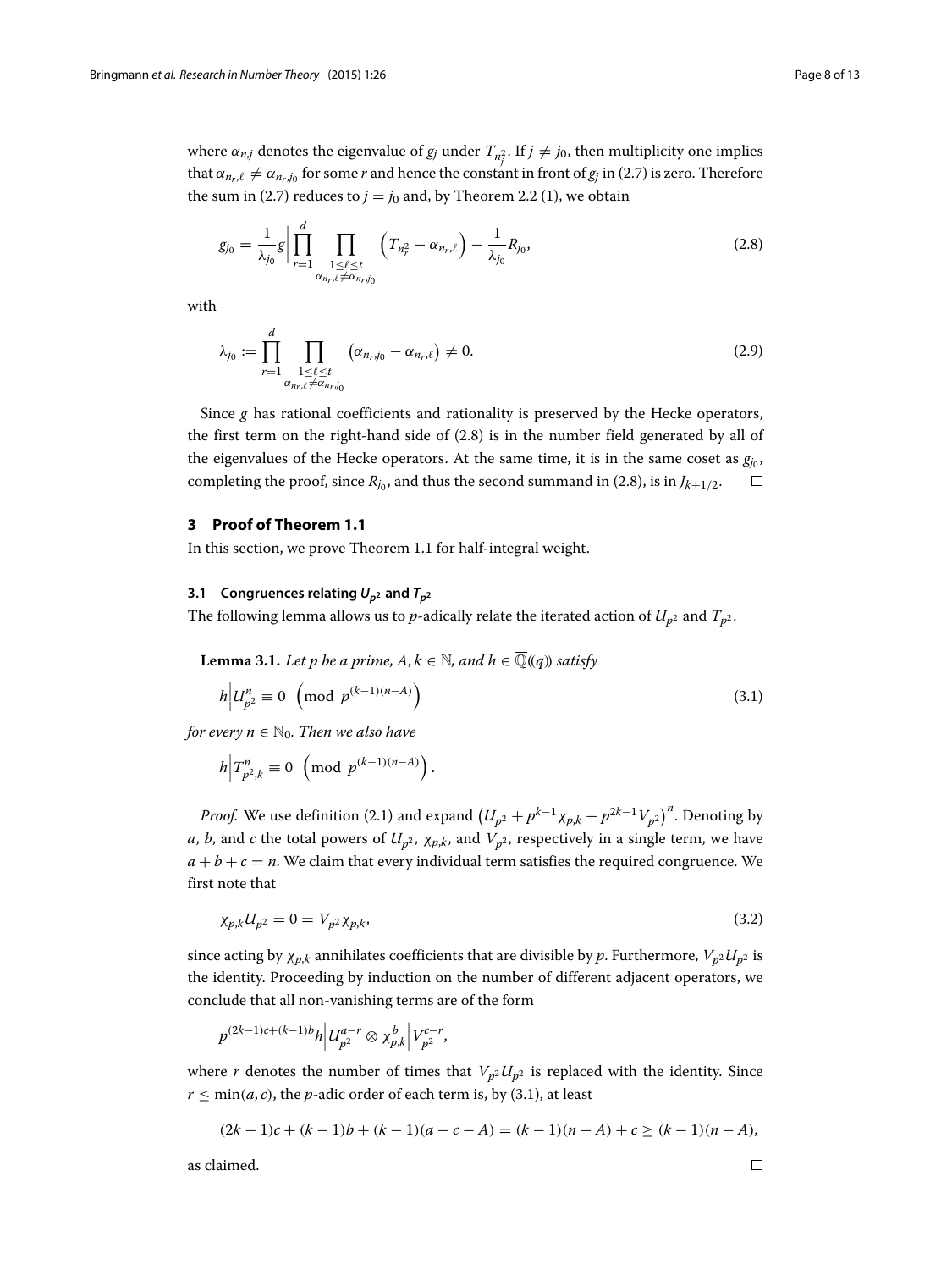where $\alpha_{n,j}$ denotes the eigenvalue of $g_j$ under $T_{n_j^2}$. If $j \neq j_0$, then multiplicity one implies that $\alpha_{n_r,\ell} \neq \alpha_{n_r,j_0}$ for some $r$ and hence the constant in front of $g_j$ in (2.7) is zero. Therefore the sum in (2.7) reduces to $j = j_0$ and, by Theorem 2.2 (1), we obtain

$$g_{j_0} = \frac{1}{\lambda_{j_0}} g \Bigg| \prod_{r=1}^{d} \prod_{\substack{1\leq \ell \leq t \\ \alpha_{n_r,\ell} \neq \alpha_{n_r,j_0}}} \left( T_{n_r^2} - \alpha_{n_r,\ell} \right) - \frac{1}{\lambda_{j_0}} R_{j_0}, \tag{2.8}$$

with

$$\lambda_{j_0} := \prod_{r=1}^{d} \prod_{\substack{1\leq \ell \leq t \\ \alpha_{n_r,\ell} \neq \alpha_{n_r,j_0}}} \left( \alpha_{n_r,j_0} - \alpha_{n_r,\ell} \right) \neq 0. \tag{2.9}$$

Since $g$ has rational coefficients and rationality is preserved by the Hecke operators, the first term on the right-hand side of (2.8) is in the number field generated by all of the eigenvalues of the Hecke operators. At the same time, it is in the same coset as $g_{j_0}$, completing the proof, since $R_{j_0}$, and thus the second summand in (2.8), is in $J_{k+1/2}$. □

## 3 Proof of Theorem 1.1

In this section, we prove Theorem 1.1 for half-integral weight.

### 3.1 Congruences relating $U_{p^2}$ and $T_{p^2}$

The following lemma allows us to $p$-adically relate the iterated action of $U_{p^2}$ and $T_{p^2}$.

**Lemma 3.1.** *Let $p$ be a prime, $A, k \in \mathbb{N}$, and $h \in \overline{\mathbb{Q}}((q))$ satisfy*

$$h \Big| U_{p^2}^n \equiv 0 \pmod{p^{(k-1)(n-A)}} \tag{3.1}$$

*for every $n \in \mathbb{N}_0$. Then we also have*

$$h \Big| T_{p^2,k}^n \equiv 0 \pmod{p^{(k-1)(n-A)}}.$$

*Proof.* We use definition (2.1) and expand $\left(U_{p^2} + p^{k-1}\chi_{p,k} + p^{2k-1}V_{p^2}\right)^n$. Denoting by $a$, $b$, and $c$ the total powers of $U_{p^2}$, $\chi_{p,k}$, and $V_{p^2}$, respectively in a single term, we have $a + b + c = n$. We claim that every individual term satisfies the required congruence. We first note that

$$\chi_{p,k} U_{p^2} = 0 = V_{p^2} \chi_{p,k}, \tag{3.2}$$

since acting by $\chi_{p,k}$ annihilates coefficients that are divisible by $p$. Furthermore, $V_{p^2} U_{p^2}$ is the identity. Proceeding by induction on the number of different adjacent operators, we conclude that all non-vanishing terms are of the form

$$p^{(2k-1)c+(k-1)b} h \Big| U_{p^2}^{a-r} \otimes \chi_{p,k}^{b} \Big| V_{p^2}^{c-r},$$

where $r$ denotes the number of times that $V_{p^2} U_{p^2}$ is replaced with the identity. Since $r \leq \min(a, c)$, the $p$-adic order of each term is, by (3.1), at least

$$(2k-1)c + (k-1)b + (k-1)(a - c - A) = (k-1)(n-A) + c \geq (k-1)(n-A),$$

as claimed. □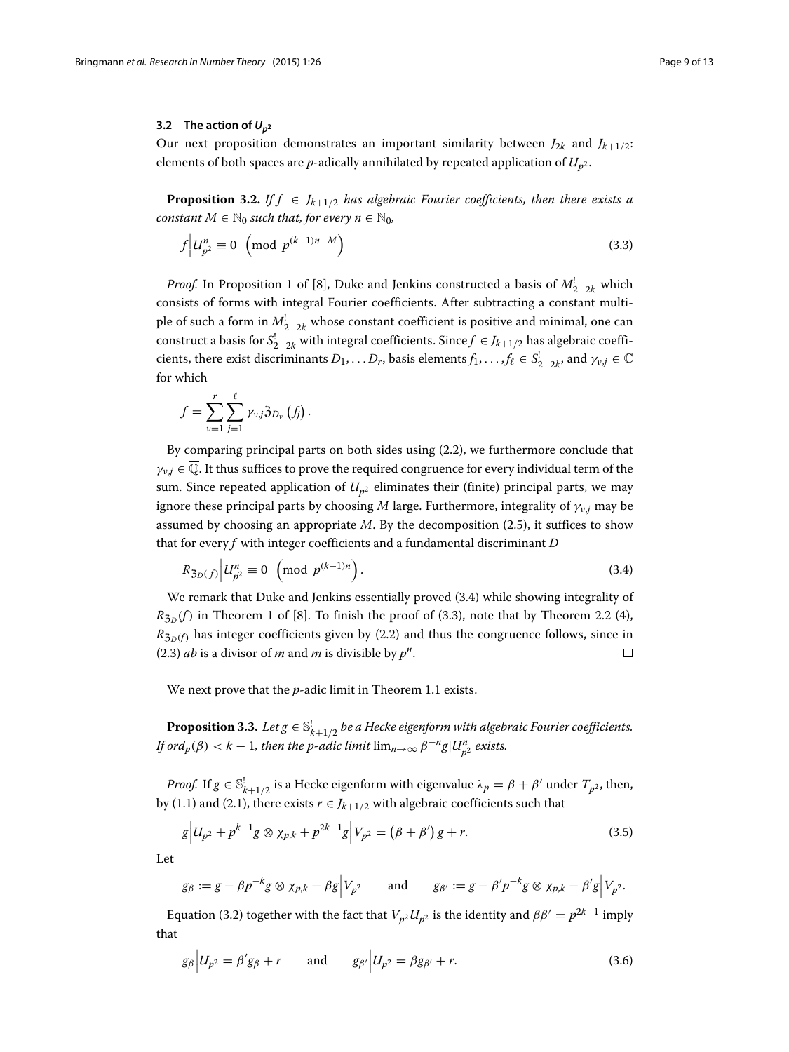### 3.2 The action of $U_{p^2}$

Our next proposition demonstrates an important similarity between $J_{2k}$ and $J_{k+1/2}$: elements of both spaces are $p$-adically annihilated by repeated application of $U_{p^2}$.

**Proposition 3.2.** *If $f \in J_{k+1/2}$ has algebraic Fourier coefficients, then there exists a constant $M \in \mathbb{N}_0$ such that, for every $n \in \mathbb{N}_0$,*

$$f\Big|U_{p^2}^n \equiv 0 \pmod{p^{(k-1)n-M}} \tag{3.3}$$

*Proof.* In Proposition 1 of [8], Duke and Jenkins constructed a basis of $M^!_{2-2k}$ which consists of forms with integral Fourier coefficients. After subtracting a constant multiple of such a form in $M^!_{2-2k}$ whose constant coefficient is positive and minimal, one can construct a basis for $S^!_{2-2k}$ with integral coefficients. Since $f \in J_{k+1/2}$ has algebraic coefficients, there exist discriminants $D_1, \ldots D_r$, basis elements $f_1, \ldots, f_\ell \in S^!_{2-2k}$, and $\gamma_{\nu,j} \in \mathbb{C}$ for which

$$f = \sum_{\nu=1}^{r} \sum_{j=1}^{\ell} \gamma_{\nu,j} \mathfrak{Z}_{D_\nu}\left(f_j\right).$$

By comparing principal parts on both sides using (2.2), we furthermore conclude that $\gamma_{\nu,j} \in \overline{\mathbb{Q}}$. It thus suffices to prove the required congruence for every individual term of the sum. Since repeated application of $U_{p^2}$ eliminates their (finite) principal parts, we may ignore these principal parts by choosing $M$ large. Furthermore, integrality of $\gamma_{\nu,j}$ may be assumed by choosing an appropriate $M$. By the decomposition (2.5), it suffices to show that for every $f$ with integer coefficients and a fundamental discriminant $D$

$$R_{\mathfrak{Z}_D(f)}\Big|U_{p^2}^n \equiv 0 \pmod{p^{(k-1)n}}. \tag{3.4}$$

We remark that Duke and Jenkins essentially proved (3.4) while showing integrality of $R_{\mathfrak{Z}_D}(f)$ in Theorem 1 of [8]. To finish the proof of (3.3), note that by Theorem 2.2 (4), $R_{\mathfrak{Z}_D(f)}$ has integer coefficients given by (2.2) and thus the congruence follows, since in (2.3) $ab$ is a divisor of $m$ and $m$ is divisible by $p^n$. $\square$

We next prove that the $p$-adic limit in Theorem 1.1 exists.

**Proposition 3.3.** *Let $g \in \mathbb{S}^!_{k+1/2}$ be a Hecke eigenform with algebraic Fourier coefficients. If $ord_p(\beta) < k-1$, then the p-adic limit $\lim_{n\to\infty} \beta^{-n} g|U_{p^2}^n$ exists.*

*Proof.* If $g \in \mathbb{S}^!_{k+1/2}$ is a Hecke eigenform with eigenvalue $\lambda_p = \beta + \beta'$ under $T_{p^2}$, then, by (1.1) and (2.1), there exists $r \in J_{k+1/2}$ with algebraic coefficients such that

$$g\Big|U_{p^2} + p^{k-1} g \otimes \chi_{p,k} + p^{2k-1} g\Big|V_{p^2} = \left(\beta + \beta'\right) g + r. \tag{3.5}$$

Let

$$g_\beta := g - \beta p^{-k} g \otimes \chi_{p,k} - \beta g\Big|V_{p^2} \qquad \text{and} \qquad g_{\beta'} := g - \beta' p^{-k} g \otimes \chi_{p,k} - \beta' g\Big|V_{p^2}.$$

Equation (3.2) together with the fact that $V_{p^2} U_{p^2}$ is the identity and $\beta\beta' = p^{2k-1}$ imply that

$$g_\beta\Big|U_{p^2} = \beta' g_\beta + r \qquad \text{and} \qquad g_{\beta'}\Big|U_{p^2} = \beta g_{\beta'} + r. \tag{3.6}$$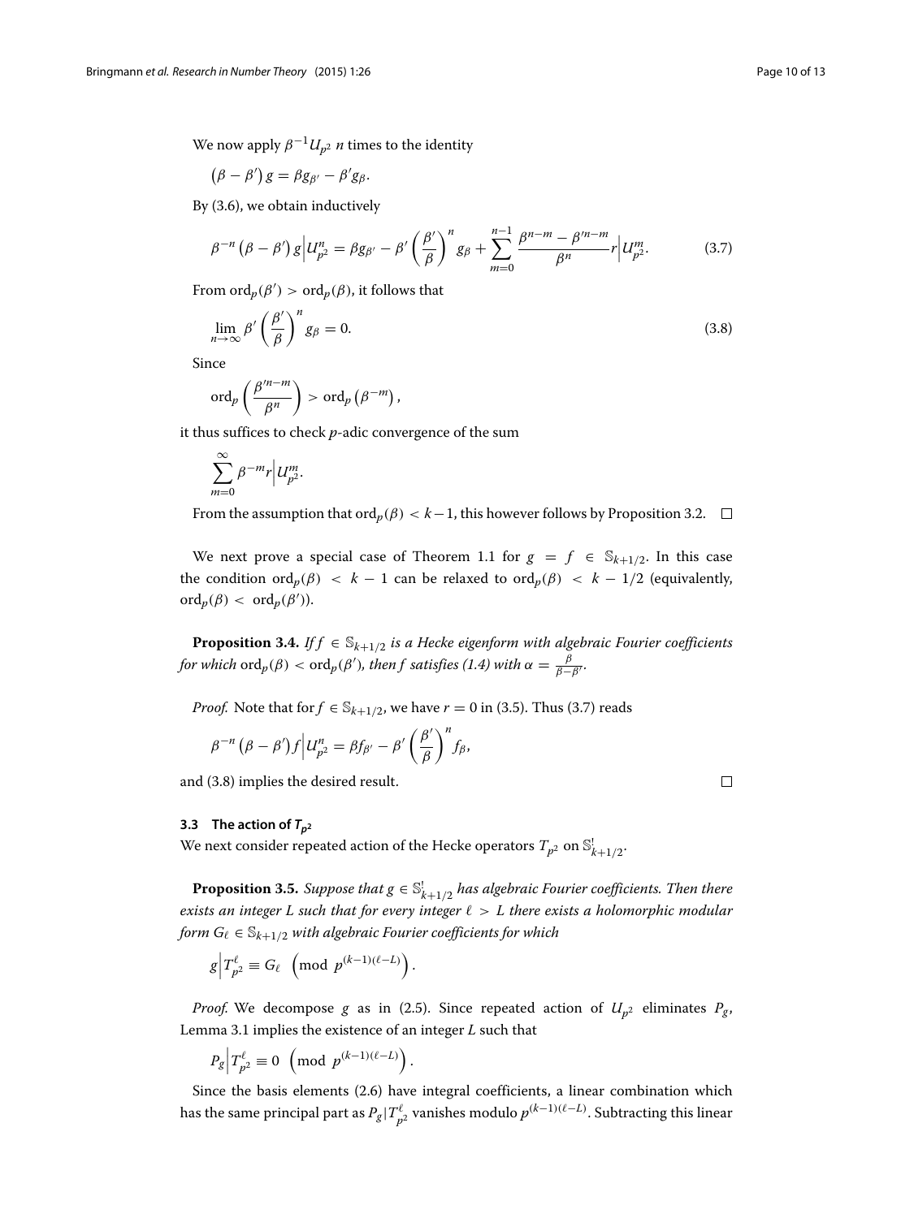We now apply $\beta^{-1}U_{p^2}$ $n$ times to the identity

$$\left(\beta - \beta'\right) g = \beta g_{\beta'} - \beta' g_{\beta}.$$

By (3.6), we obtain inductively

$$\beta^{-n}\left(\beta - \beta'\right) g\Big|U_{p^2}^n = \beta g_{\beta'} - \beta'\left(\frac{\beta'}{\beta}\right)^n g_{\beta} + \sum_{m=0}^{n-1} \frac{\beta^{n-m} - \beta'^{n-m}}{\beta^n} r\Big|U_{p^2}^m. \tag{3.7}$$

From $\mathrm{ord}_p(\beta') > \mathrm{ord}_p(\beta)$, it follows that

$$\lim_{n\to\infty} \beta'\left(\frac{\beta'}{\beta}\right)^n g_{\beta} = 0. \tag{3.8}$$

Since

$$\mathrm{ord}_p\left(\frac{\beta'^{n-m}}{\beta^n}\right) > \mathrm{ord}_p\left(\beta^{-m}\right),$$

it thus suffices to check $p$-adic convergence of the sum

$$\sum_{m=0}^{\infty} \beta^{-m} r\Big|U_{p^2}^m.$$

From the assumption that $\mathrm{ord}_p(\beta) < k-1$, this however follows by Proposition 3.2. □

We next prove a special case of Theorem 1.1 for $g = f \in \mathbb{S}_{k+1/2}$. In this case the condition $\mathrm{ord}_p(\beta) < k-1$ can be relaxed to $\mathrm{ord}_p(\beta) < k - 1/2$ (equivalently, $\mathrm{ord}_p(\beta) < \mathrm{ord}_p(\beta')$).

**Proposition 3.4.** *If $f \in \mathbb{S}_{k+1/2}$ is a Hecke eigenform with algebraic Fourier coefficients for which $\mathrm{ord}_p(\beta) < \mathrm{ord}_p(\beta')$, then $f$ satisfies (1.4) with $\alpha = \frac{\beta}{\beta - \beta'}$.*

*Proof.* Note that for $f \in \mathbb{S}_{k+1/2}$, we have $r = 0$ in (3.5). Thus (3.7) reads

$$\beta^{-n}\left(\beta - \beta'\right) f\Big|U_{p^2}^n = \beta f_{\beta'} - \beta'\left(\frac{\beta'}{\beta}\right)^n f_{\beta},$$

and (3.8) implies the desired result. □

### 3.3 The action of $T_{p^2}$

We next consider repeated action of the Hecke operators $T_{p^2}$ on $\mathbb{S}_{k+1/2}^!$.

**Proposition 3.5.** *Suppose that $g \in \mathbb{S}_{k+1/2}^!$ has algebraic Fourier coefficients. Then there exists an integer $L$ such that for every integer $\ell > L$ there exists a holomorphic modular form $G_\ell \in \mathbb{S}_{k+1/2}$ with algebraic Fourier coefficients for which*

$$g\Big|T_{p^2}^{\ell} \equiv G_\ell \pmod{p^{(k-1)(\ell - L)}}.$$

*Proof.* We decompose $g$ as in (2.5). Since repeated action of $U_{p^2}$ eliminates $P_g$, Lemma 3.1 implies the existence of an integer $L$ such that

$$P_g\Big|T_{p^2}^{\ell} \equiv 0 \pmod{p^{(k-1)(\ell - L)}}.$$

Since the basis elements (2.6) have integral coefficients, a linear combination which has the same principal part as $P_g|T_{p^2}^{\ell}$ vanishes modulo $p^{(k-1)(\ell-L)}$. Subtracting this linear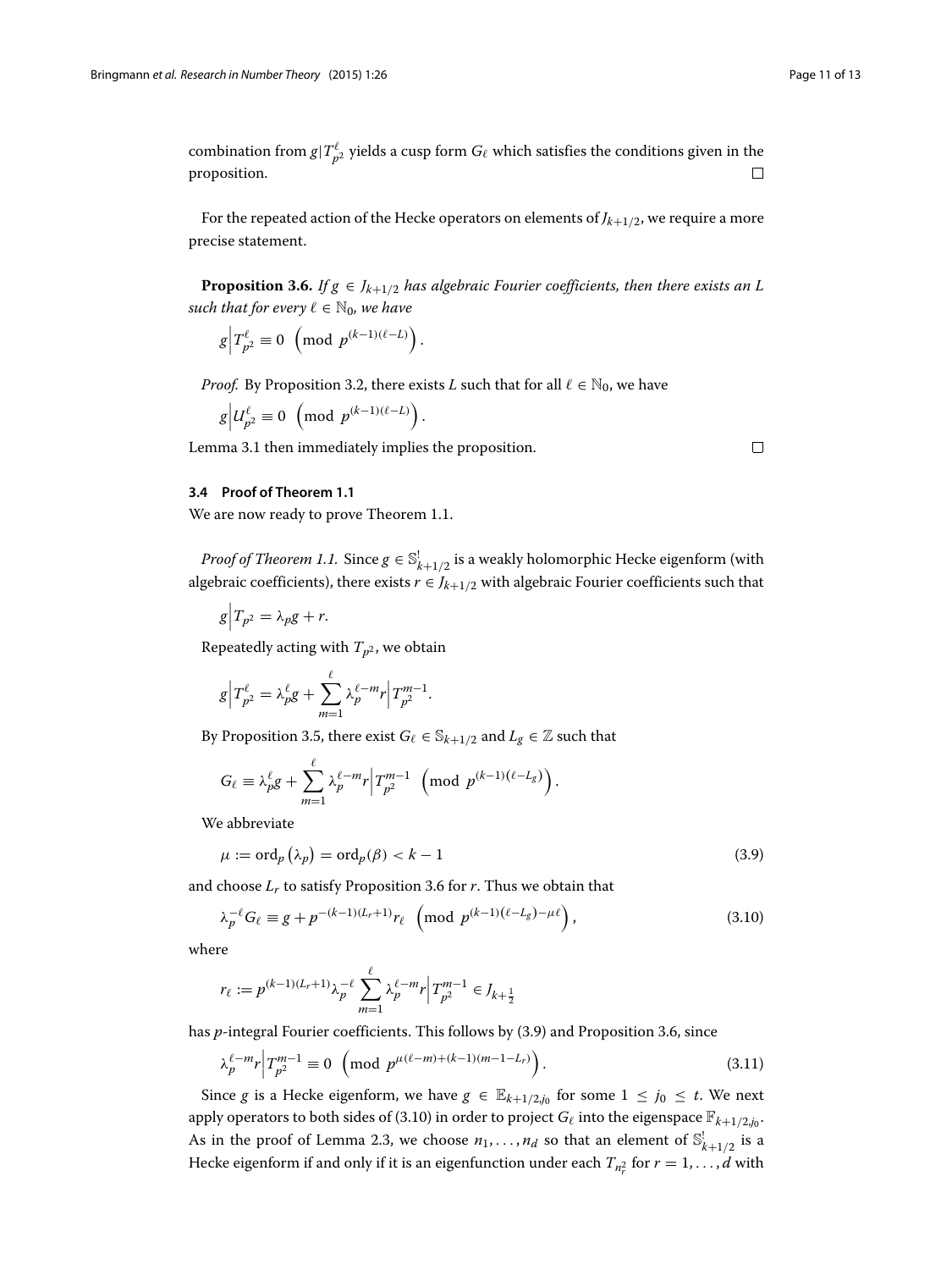combination from $g|T_{p^2}^{\ell}$ yields a cusp form $G_\ell$ which satisfies the conditions given in the proposition. $\square$

For the repeated action of the Hecke operators on elements of $J_{k+1/2}$, we require a more precise statement.

**Proposition 3.6.** *If $g \in J_{k+1/2}$ has algebraic Fourier coefficients, then there exists an $L$ such that for every $\ell \in \mathbb{N}_0$, we have*

$$g\Big|T_{p^2}^{\ell} \equiv 0 \pmod{p^{(k-1)(\ell-L)}}.$$

*Proof.* By Proposition 3.2, there exists $L$ such that for all $\ell \in \mathbb{N}_0$, we have

$$g\Big|U_{p^2}^{\ell} \equiv 0 \pmod{p^{(k-1)(\ell-L)}}.$$

Lemma 3.1 then immediately implies the proposition. $\square$

### 3.4 Proof of Theorem 1.1

We are now ready to prove Theorem 1.1.

*Proof of Theorem 1.1.* Since $g \in \mathbb{S}_{k+1/2}^{!}$ is a weakly holomorphic Hecke eigenform (with algebraic coefficients), there exists $r \in J_{k+1/2}$ with algebraic Fourier coefficients such that

$$g\Big|T_{p^2} = \lambda_p g + r.$$

Repeatedly acting with $T_{p^2}$, we obtain

$$g\Big|T_{p^2}^{\ell} = \lambda_p^{\ell} g + \sum_{m=1}^{\ell} \lambda_p^{\ell-m} r\Big|T_{p^2}^{m-1}.$$

By Proposition 3.5, there exist $G_\ell \in \mathbb{S}_{k+1/2}$ and $L_g \in \mathbb{Z}$ such that

$$G_\ell \equiv \lambda_p^{\ell} g + \sum_{m=1}^{\ell} \lambda_p^{\ell-m} r\Big|T_{p^2}^{m-1} \pmod{p^{(k-1)(\ell-L_g)}}.$$

We abbreviate

$$\mu := \mathrm{ord}_p(\lambda_p) = \mathrm{ord}_p(\beta) < k-1 \tag{3.9}$$

and choose $L_r$ to satisfy Proposition 3.6 for $r$. Thus we obtain that

$$\lambda_p^{-\ell} G_\ell \equiv g + p^{-(k-1)(L_r+1)} r_\ell \pmod{p^{(k-1)(\ell-L_g)-\mu\ell}}, \tag{3.10}$$

where

$$r_\ell := p^{(k-1)(L_r+1)} \lambda_p^{-\ell} \sum_{m=1}^{\ell} \lambda_p^{\ell-m} r\Big|T_{p^2}^{m-1} \in J_{k+\frac{1}{2}}$$

has $p$-integral Fourier coefficients. This follows by (3.9) and Proposition 3.6, since

$$\lambda_p^{\ell-m} r\Big|T_{p^2}^{m-1} \equiv 0 \pmod{p^{\mu(\ell-m)+(k-1)(m-1-L_r)}}. \tag{3.11}$$

Since $g$ is a Hecke eigenform, we have $g \in \mathbb{E}_{k+1/2,j_0}$ for some $1 \le j_0 \le t$. We next apply operators to both sides of (3.10) in order to project $G_\ell$ into the eigenspace $\mathbb{F}_{k+1/2,j_0}$. As in the proof of Lemma 2.3, we choose $n_1, \ldots, n_d$ so that an element of $\mathbb{S}_{k+1/2}^{!}$ is a Hecke eigenform if and only if it is an eigenfunction under each $T_{n_r^2}$ for $r = 1, \ldots, d$ with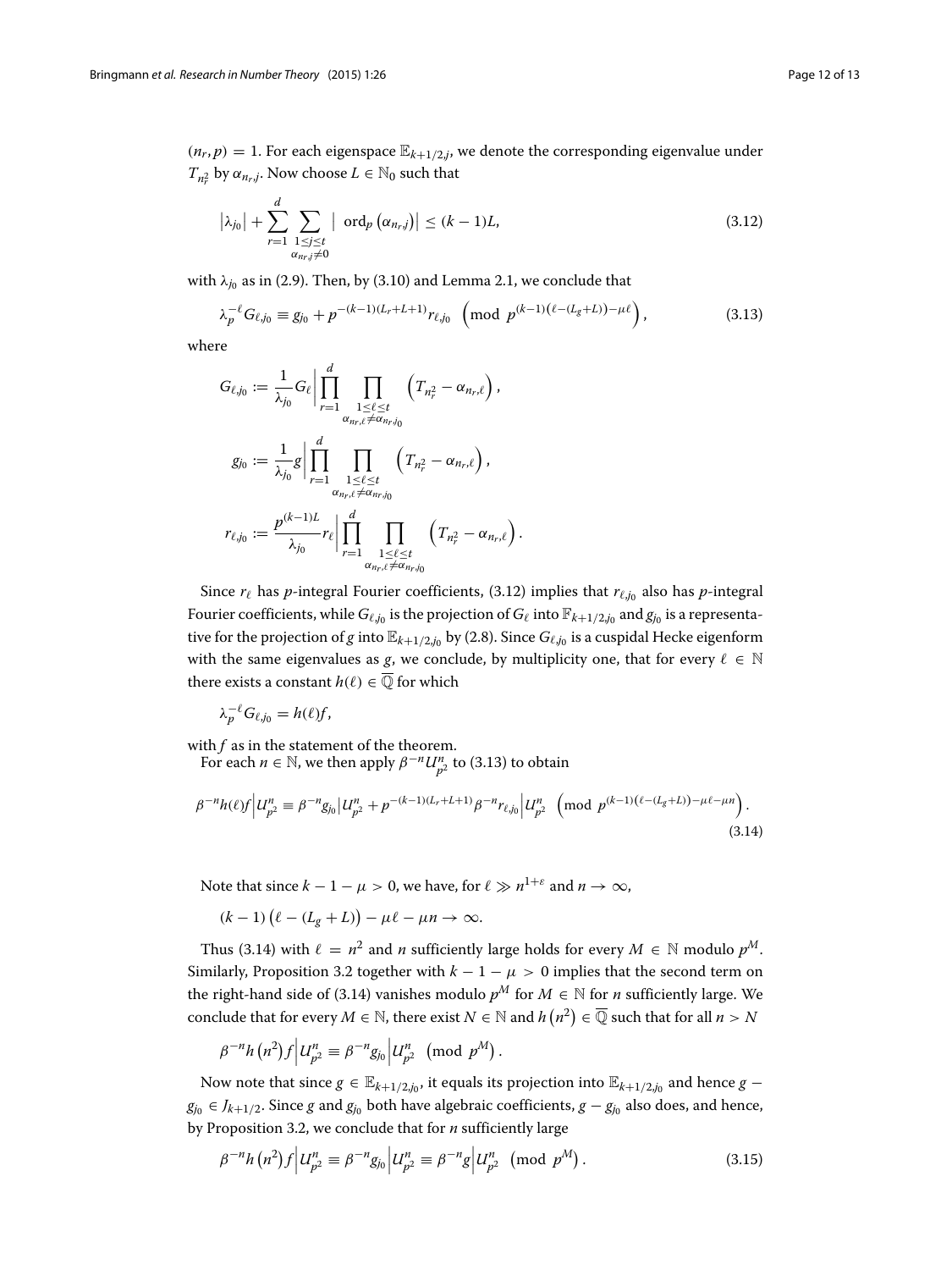$(n_r, p) = 1$. For each eigenspace $\mathbb{E}_{k+1/2,j}$, we denote the corresponding eigenvalue under $T_{n_r^2}$ by $\alpha_{n_r,j}$. Now choose $L \in \mathbb{N}_0$ such that

$$\left|\lambda_{j_0}\right| + \sum_{r=1}^{d} \sum_{\substack{1 \le j \le t \\ \alpha_{n_r,j} \ne 0}} \left| \ \mathrm{ord}_p\left(\alpha_{n_r,j}\right)\right| \le (k-1)L, \tag{3.12}$$

with $\lambda_{j_0}$ as in (2.9). Then, by (3.10) and Lemma 2.1, we conclude that

$$\lambda_p^{-\ell} G_{\ell,j_0} \equiv g_{j_0} + p^{-(k-1)(L_r+L+1)} r_{\ell,j_0} \pmod{p^{(k-1)\left(\ell-(L_g+L)\right)-\mu\ell}}, \tag{3.13}$$

where

$$G_{\ell,j_0} := \frac{1}{\lambda_{j_0}} G_\ell \Bigg| \prod_{r=1}^{d} \prod_{\substack{1 \le \ell \le t \\ \alpha_{n_r,\ell} \ne \alpha_{n_r,j_0}}} \left(T_{n_r^2} - \alpha_{n_r,\ell}\right),$$

$$g_{j_0} := \frac{1}{\lambda_{j_0}} g \Bigg| \prod_{r=1}^{d} \prod_{\substack{1 \le \ell \le t \\ \alpha_{n_r,\ell} \ne \alpha_{n_r,j_0}}} \left(T_{n_r^2} - \alpha_{n_r,\ell}\right),$$

$$r_{\ell,j_0} := \frac{p^{(k-1)L}}{\lambda_{j_0}} r_\ell \Bigg| \prod_{r=1}^{d} \prod_{\substack{1 \le \ell \le t \\ \alpha_{n_r,\ell} \ne \alpha_{n_r,j_0}}} \left(T_{n_r^2} - \alpha_{n_r,\ell}\right).$$

Since $r_\ell$ has $p$-integral Fourier coefficients, (3.12) implies that $r_{\ell,j_0}$ also has $p$-integral Fourier coefficients, while $G_{\ell,j_0}$ is the projection of $G_\ell$ into $\mathbb{F}_{k+1/2,j_0}$ and $g_{j_0}$ is a representative for the projection of $g$ into $\mathbb{E}_{k+1/2,j_0}$ by (2.8). Since $G_{\ell,j_0}$ is a cuspidal Hecke eigenform with the same eigenvalues as $g$, we conclude, by multiplicity one, that for every $\ell \in \mathbb{N}$ there exists a constant $h(\ell) \in \overline{\mathbb{Q}}$ for which

$$\lambda_p^{-\ell} G_{\ell,j_0} = h(\ell) f,$$

with $f$ as in the statement of the theorem.

For each $n \in \mathbb{N}$, we then apply $\beta^{-n} U_{p^2}^n$ to (3.13) to obtain

$$\beta^{-n} h(\ell) f \Big| U_{p^2}^n \equiv \beta^{-n} g_{j_0} \Big| U_{p^2}^n + p^{-(k-1)(L_r+L+1)} \beta^{-n} r_{\ell,j_0} \Big| U_{p^2}^n \pmod{p^{(k-1)\left(\ell-(L_g+L)\right)-\mu\ell-\mu n}}. \tag{3.14}$$

Note that since $k-1-\mu > 0$, we have, for $\ell \gg n^{1+\varepsilon}$ and $n \to \infty$,

$$(k-1)\left(\ell - (L_g+L)\right) - \mu\ell - \mu n \to \infty.$$

Thus (3.14) with $\ell = n^2$ and $n$ sufficiently large holds for every $M \in \mathbb{N}$ modulo $p^M$. Similarly, Proposition 3.2 together with $k-1-\mu > 0$ implies that the second term on the right-hand side of (3.14) vanishes modulo $p^M$ for $M \in \mathbb{N}$ for $n$ sufficiently large. We conclude that for every $M \in \mathbb{N}$, there exist $N \in \mathbb{N}$ and $h\left(n^2\right) \in \overline{\mathbb{Q}}$ such that for all $n > N$

$$\beta^{-n} h\left(n^2\right) f \Big| U_{p^2}^n \equiv \beta^{-n} g_{j_0} \Big| U_{p^2}^n \pmod{p^M}.$$

Now note that since $g \in \mathbb{E}_{k+1/2,j_0}$, it equals its projection into $\mathbb{E}_{k+1/2,j_0}$ and hence $g - g_{j_0} \in J_{k+1/2}$. Since $g$ and $g_{j_0}$ both have algebraic coefficients, $g - g_{j_0}$ also does, and hence, by Proposition 3.2, we conclude that for $n$ sufficiently large

$$\beta^{-n} h\left(n^2\right) f \Big| U_{p^2}^n \equiv \beta^{-n} g_{j_0} \Big| U_{p^2}^n \equiv \beta^{-n} g \Big| U_{p^2}^n \pmod{p^M}. \tag{3.15}$$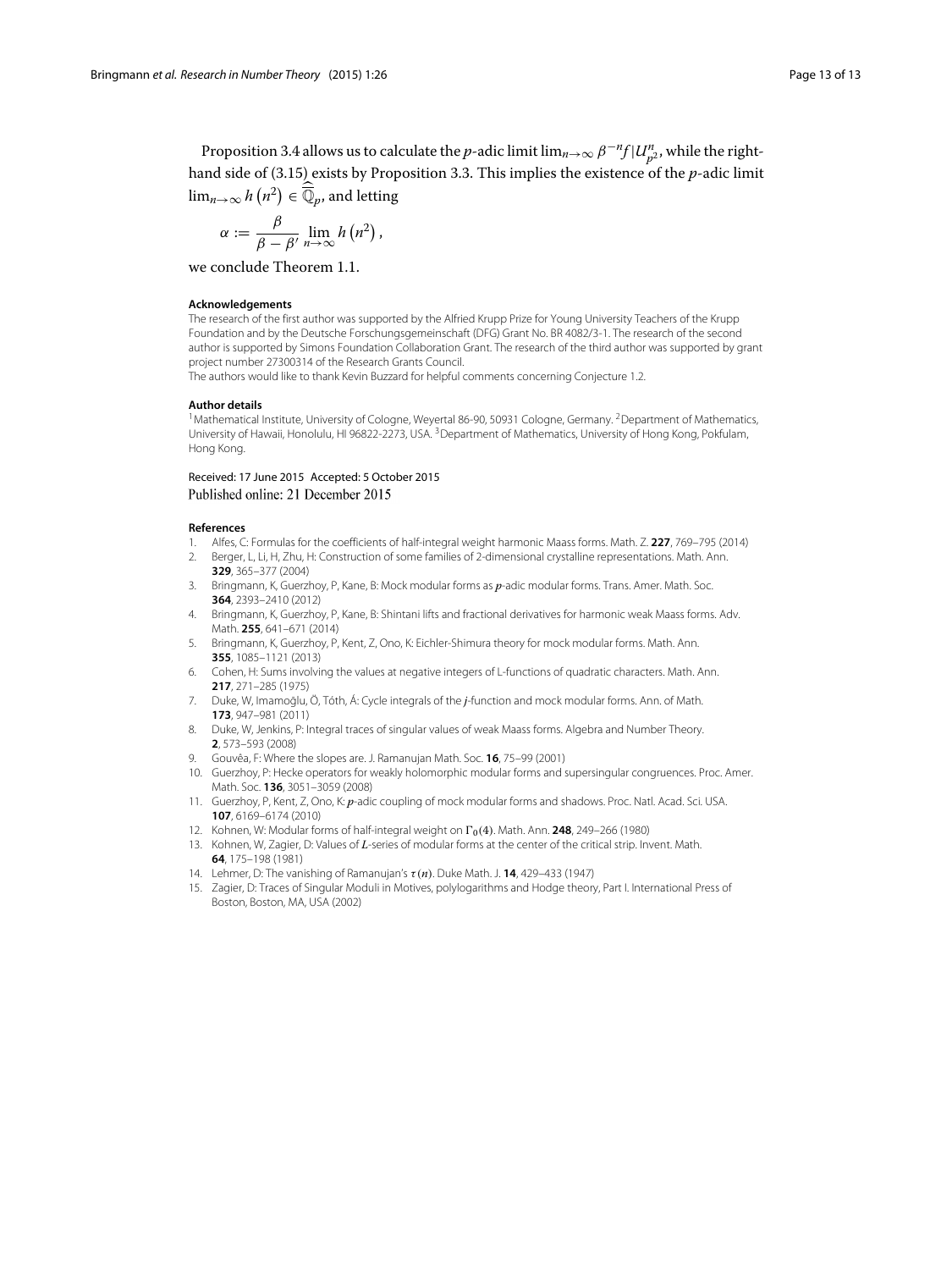Proposition 3.4 allows us to calculate the $p$-adic limit $\lim_{n\to\infty} \beta^{-n} f | U_{p^2}^n$, while the right-hand side of (3.15) exists by Proposition 3.3. This implies the existence of the $p$-adic limit $\lim_{n\to\infty} h\left(n^2\right) \in \widehat{\overline{\mathbb{Q}}}_p$, and letting

$$\alpha := \frac{\beta}{\beta - \beta'} \lim_{n\to\infty} h\left(n^2\right),$$

we conclude Theorem 1.1.

#### Acknowledgements

The research of the first author was supported by the Alfried Krupp Prize for Young University Teachers of the Krupp Foundation and by the Deutsche Forschungsgemeinschaft (DFG) Grant No. BR 4082/3-1. The research of the second author is supported by Simons Foundation Collaboration Grant. The research of the third author was supported by grant project number 27300314 of the Research Grants Council.
The authors would like to thank Kevin Buzzard for helpful comments concerning Conjecture 1.2.

#### Author details

[1] Mathematical Institute, University of Cologne, Weyertal 86-90, 50931 Cologne, Germany. [2] Department of Mathematics, University of Hawaii, Honolulu, HI 96822-2273, USA. [3] Department of Mathematics, University of Hong Kong, Pokfulam, Hong Kong.

Received: 17 June 2015 Accepted: 5 October 2015
Published online: 21 December 2015

#### References

1. Alfes, C: Formulas for the coefficients of half-integral weight harmonic Maass forms. Math. Z. **227**, 769–795 (2014)
2. Berger, L, Li, H, Zhu, H: Construction of some families of 2-dimensional crystalline representations. Math. Ann. **329**, 365–377 (2004)
3. Bringmann, K, Guerzhoy, P, Kane, B: Mock modular forms as $p$-adic modular forms. Trans. Amer. Math. Soc. **364**, 2393–2410 (2012)
4. Bringmann, K, Guerzhoy, P, Kane, B: Shintani lifts and fractional derivatives for harmonic weak Maass forms. Adv. Math. **255**, 641–671 (2014)
5. Bringmann, K, Guerzhoy, P, Kent, Z, Ono, K: Eichler-Shimura theory for mock modular forms. Math. Ann. **355**, 1085–1121 (2013)
6. Cohen, H: Sums involving the values at negative integers of L-functions of quadratic characters. Math. Ann. **217**, 271–285 (1975)
7. Duke, W, Imamoḡlu, Ö, Tóth, Á: Cycle integrals of the $j$-function and mock modular forms. Ann. of Math. **173**, 947–981 (2011)
8. Duke, W, Jenkins, P: Integral traces of singular values of weak Maass forms. Algebra and Number Theory. **2**, 573–593 (2008)
9. Gouvêa, F: Where the slopes are. J. Ramanujan Math. Soc. **16**, 75–99 (2001)
10. Guerzhoy, P: Hecke operators for weakly holomorphic modular forms and supersingular congruences. Proc. Amer. Math. Soc. **136**, 3051–3059 (2008)
11. Guerzhoy, P, Kent, Z, Ono, K: $p$-adic coupling of mock modular forms and shadows. Proc. Natl. Acad. Sci. USA. **107**, 6169–6174 (2010)
12. Kohnen, W: Modular forms of half-integral weight on $\Gamma_0(4)$. Math. Ann. **248**, 249–266 (1980)
13. Kohnen, W, Zagier, D: Values of $L$-series of modular forms at the center of the critical strip. Invent. Math. **64**, 175–198 (1981)
14. Lehmer, D: The vanishing of Ramanujan's $\tau(n)$. Duke Math. J. **14**, 429–433 (1947)
15. Zagier, D: Traces of Singular Moduli in Motives, polylogarithms and Hodge theory, Part I. International Press of Boston, Boston, MA, USA (2002)